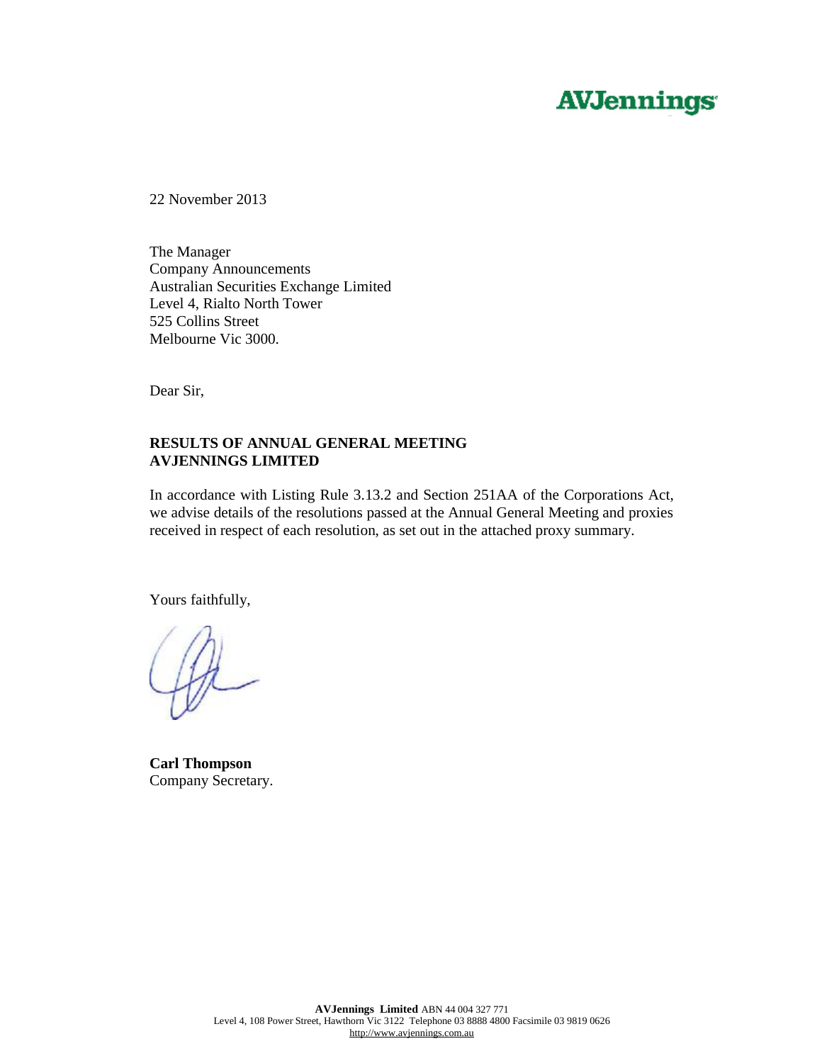AVJennings

22 November 2013

The Manager
Company Announcements
Australian Securities Exchange Limited
Level 4, Rialto North Tower
525 Collins Street
Melbourne Vic 3000.

Dear Sir,

**RESULTS OF ANNUAL GENERAL MEETING**
**AVJENNINGS LIMITED**

In accordance with Listing Rule 3.13.2 and Section 251AA of the Corporations Act, we advise details of the resolutions passed at the Annual General Meeting and proxies received in respect of each resolution, as set out in the attached proxy summary.

Yours faithfully,

**Carl Thompson**
Company Secretary.

**AVJennings Limited** ABN 44 004 327 771
Level 4, 108 Power Street, Hawthorn Vic 3122 Telephone 03 8888 4800 Facsimile 03 9819 0626
http://www.avjennings.com.au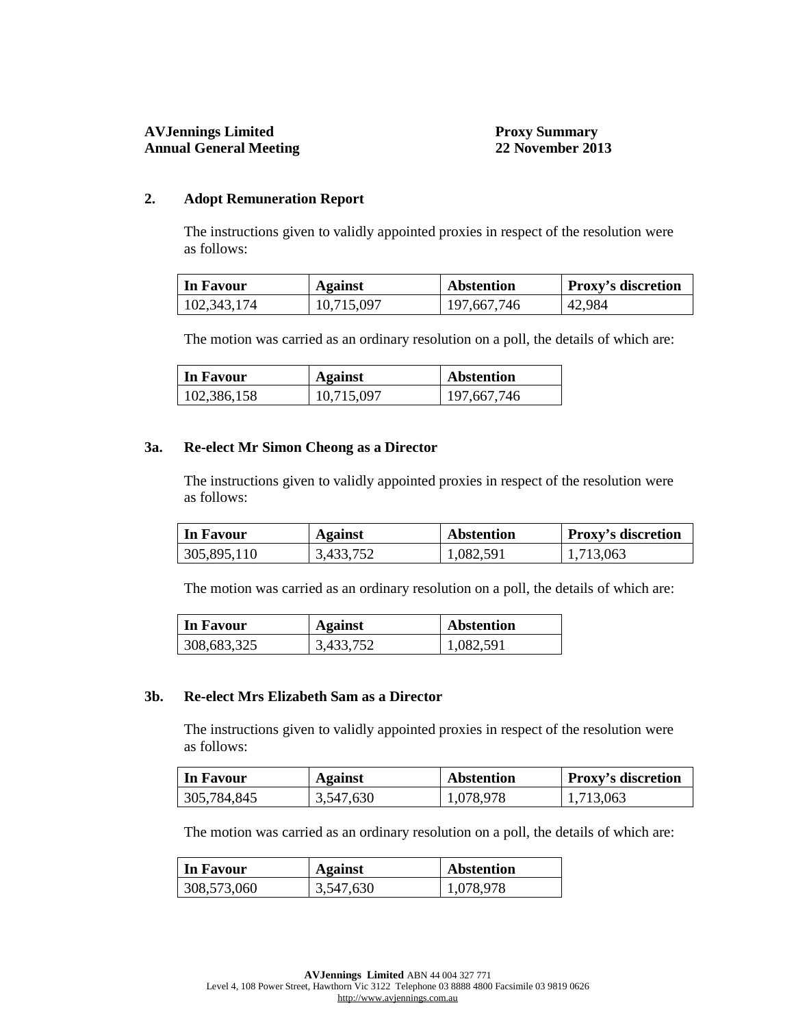**AVJennings Limited**
**Annual General Meeting**

**Proxy Summary**
**22 November 2013**

## 2. Adopt Remuneration Report

The instructions given to validly appointed proxies in respect of the resolution were as follows:

| In Favour | Against | Abstention | Proxy's discretion |
|---|---|---|---|
| 102,343,174 | 10,715,097 | 197,667,746 | 42,984 |

The motion was carried as an ordinary resolution on a poll, the details of which are:

| In Favour | Against | Abstention |
|---|---|---|
| 102,386,158 | 10,715,097 | 197,667,746 |

## 3a. Re-elect Mr Simon Cheong as a Director

The instructions given to validly appointed proxies in respect of the resolution were as follows:

| In Favour | Against | Abstention | Proxy's discretion |
|---|---|---|---|
| 305,895,110 | 3,433,752 | 1,082,591 | 1,713,063 |

The motion was carried as an ordinary resolution on a poll, the details of which are:

| In Favour | Against | Abstention |
|---|---|---|
| 308,683,325 | 3,433,752 | 1,082,591 |

## 3b. Re-elect Mrs Elizabeth Sam as a Director

The instructions given to validly appointed proxies in respect of the resolution were as follows:

| In Favour | Against | Abstention | Proxy's discretion |
|---|---|---|---|
| 305,784,845 | 3,547,630 | 1,078,978 | 1,713,063 |

The motion was carried as an ordinary resolution on a poll, the details of which are:

| In Favour | Against | Abstention |
|---|---|---|
| 308,573,060 | 3,547,630 | 1,078,978 |

**AVJennings Limited** ABN 44 004 327 771
Level 4, 108 Power Street, Hawthorn Vic 3122 Telephone 03 8888 4800 Facsimile 03 9819 0626
http://www.avjennings.com.au